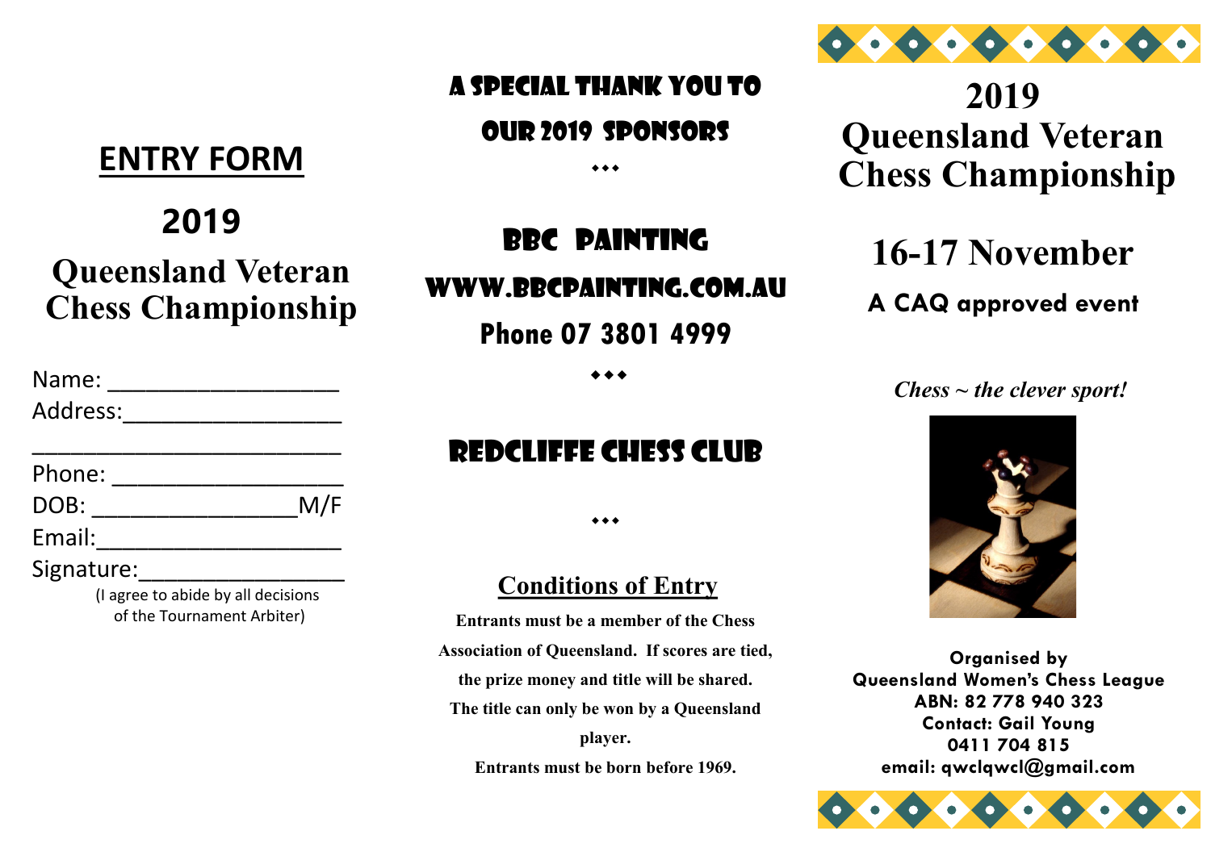# ENTRY FORM

## 2019

## Queensland Veteran Chess Championship

Name: ____________________

Address: ____________________

____________________________

Phone: ____________________

DOB: __________________ M/F

Email: ____________________

Signature: __________________

(I agree to abide by all decisions of the Tournament Arbiter)

## A Special Thank You to Our 2019 Sponsors

◆◆◆

## BBC Painting

**www.bbcpainting.com.au**

**Phone 07 3801 4999**

◆◆◆

## Redcliffe Chess Club

◆◆◆

## Conditions of Entry

**Entrants must be a member of the Chess Association of Queensland. If scores are tied, the prize money and title will be shared. The title can only be won by a Queensland player.**

**Entrants must be born before 1969.**

# 2019 Queensland Veteran Chess Championship

## 16-17 November

**A CAQ approved event**

*Chess ~ the clever sport!*

**Organised by**
**Queensland Women's Chess League**
**ABN: 82 778 940 323**
**Contact: Gail Young**
**0411 704 815**
**email: qwclqwcl@gmail.com**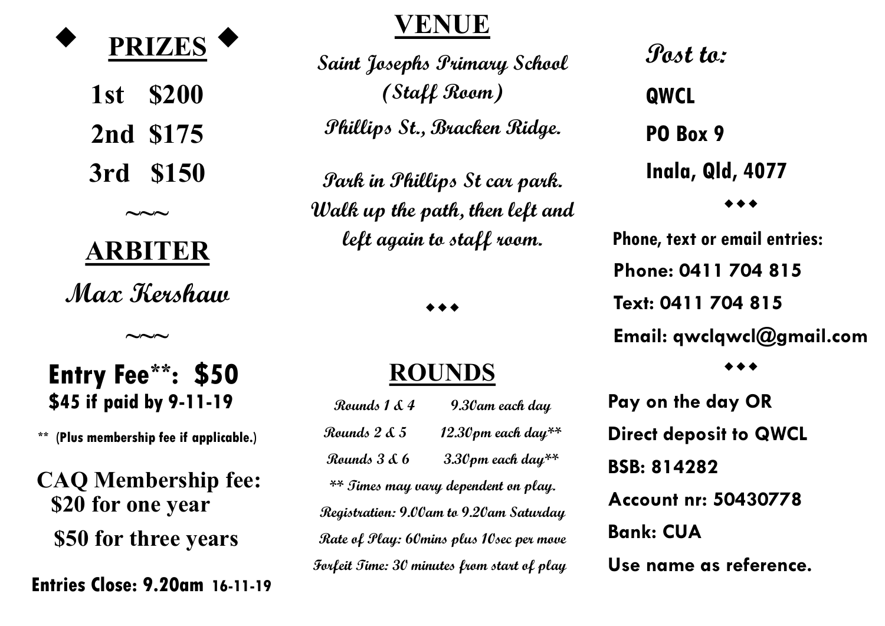## ◆ PRIZES ◆

**1st $200**

**2nd $175**

**3rd $150**

~~~

## ARBITER

*Max Kershaw*

~~~

**Entry Fee**: $50**
**$45 if paid by 9-11-19**

** (**Plus membership fee if applicable.**)

**CAQ Membership fee:**
**$20 for one year**
**$50 for three years**

**Entries Close: 9.20am 16-11-19**

## VENUE

*Saint Josephs Primary School*
*(Staff Room)*
*Phillips St., Bracken Ridge.*

*Park in Phillips St car park.*
*Walk up the path, then left and left again to staff room.*

◆◆◆

## ROUNDS

| | |
|---|---|
| *Rounds 1 & 4* | *9.30am each day* |
| *Rounds 2 & 5* | *12.30pm each day*** |
| *Rounds 3 & 6* | *3.30pm each day*** |

*** Times may vary dependent on play.*

*Registration: 9.00am to 9.20am Saturday*

*Rate of Play: 60mins plus 10sec per move*

*Forfeit Time: 30 minutes from start of play*

*Post to:*

**QWCL**
**PO Box 9**
**Inala, Qld, 4077**

◆◆◆

**Phone, text or email entries:**

**Phone: 0411 704 815**

**Text: 0411 704 815**

**Email: qwclqwcl@gmail.com**

◆◆◆

**Pay on the day OR**

**Direct deposit to QWCL**

**BSB: 814282**

**Account nr: 50430778**

**Bank: CUA**

**Use name as reference.**